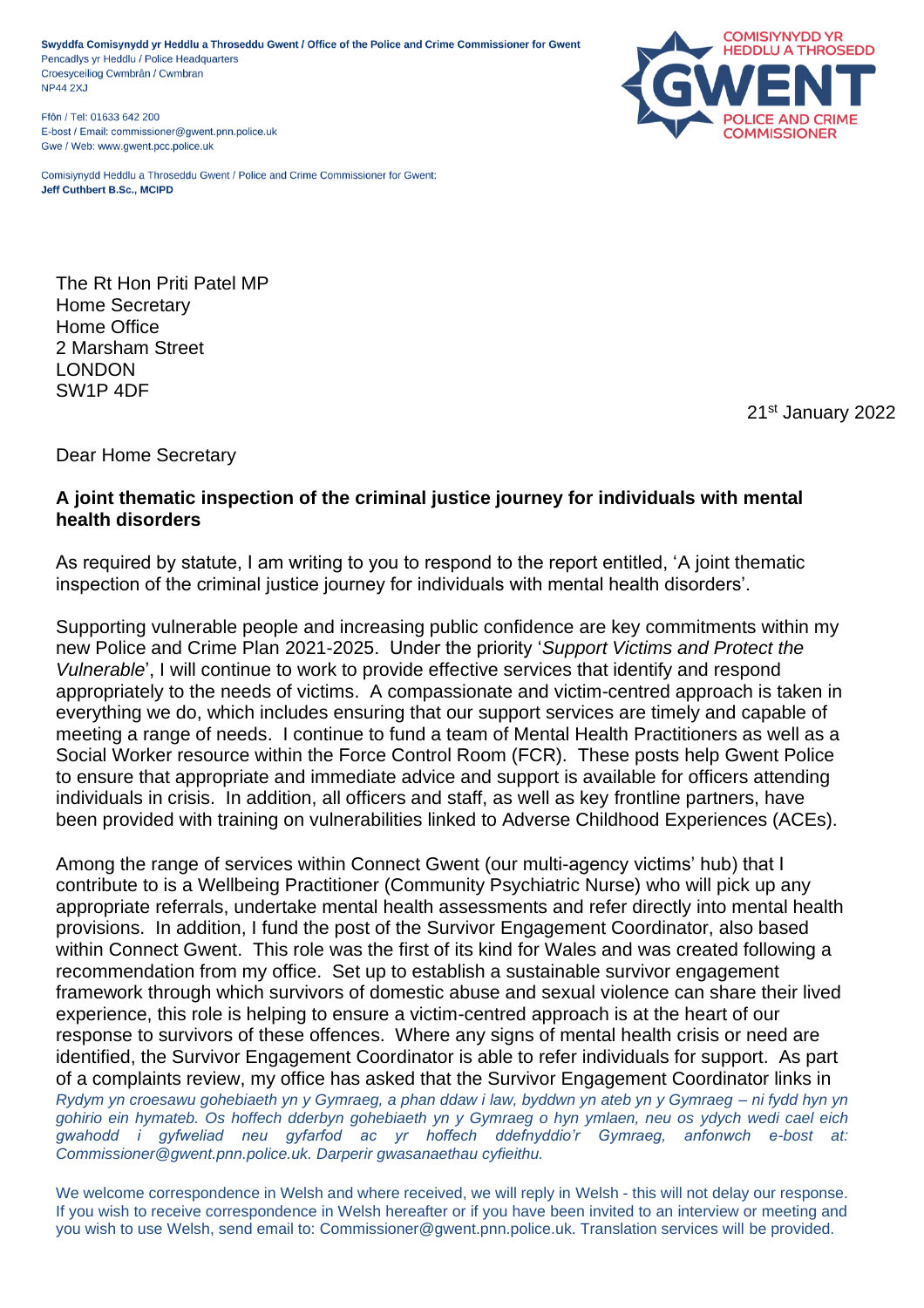**Swyddfa Comisiynydd yr Heddlu a Throseddu Gwent / Office of the Police and Crime Commissioner for Gwent**
Pencadlys yr Heddlu / Police Headquarters
Croesyceiliog Cwmbrân / Cwmbran
NP44 2XJ

Ffôn / Tel: 01633 642 200
E-bost / Email: commissioner@gwent.pnn.police.uk
Gwe / Web: www.gwent.pcc.police.uk

Comisiynydd Heddlu a Throseddu Gwent / Police and Crime Commissioner for Gwent:
**Jeff Cuthbert B.Sc., MCIPD**

COMISIYNYDD YR HEDDLU A THROSEDD
GWENT
POLICE AND CRIME COMMISSIONER

The Rt Hon Priti Patel MP
Home Secretary
Home Office
2 Marsham Street
LONDON
SW1P 4DF

21st January 2022

Dear Home Secretary

**A joint thematic inspection of the criminal justice journey for individuals with mental health disorders**

As required by statute, I am writing to you to respond to the report entitled, 'A joint thematic inspection of the criminal justice journey for individuals with mental health disorders'.

Supporting vulnerable people and increasing public confidence are key commitments within my new Police and Crime Plan 2021-2025. Under the priority '*Support Victims and Protect the Vulnerable*', I will continue to work to provide effective services that identify and respond appropriately to the needs of victims. A compassionate and victim-centred approach is taken in everything we do, which includes ensuring that our support services are timely and capable of meeting a range of needs. I continue to fund a team of Mental Health Practitioners as well as a Social Worker resource within the Force Control Room (FCR). These posts help Gwent Police to ensure that appropriate and immediate advice and support is available for officers attending individuals in crisis. In addition, all officers and staff, as well as key frontline partners, have been provided with training on vulnerabilities linked to Adverse Childhood Experiences (ACEs).

Among the range of services within Connect Gwent (our multi-agency victims' hub) that I contribute to is a Wellbeing Practitioner (Community Psychiatric Nurse) who will pick up any appropriate referrals, undertake mental health assessments and refer directly into mental health provisions. In addition, I fund the post of the Survivor Engagement Coordinator, also based within Connect Gwent. This role was the first of its kind for Wales and was created following a recommendation from my office. Set up to establish a sustainable survivor engagement framework through which survivors of domestic abuse and sexual violence can share their lived experience, this role is helping to ensure a victim-centred approach is at the heart of our response to survivors of these offences. Where any signs of mental health crisis or need are identified, the Survivor Engagement Coordinator is able to refer individuals for support. As part of a complaints review, my office has asked that the Survivor Engagement Coordinator links in

*Rydym yn croesawu gohebiaeth yn y Gymraeg, a phan ddaw i law, byddwn yn ateb yn y Gymraeg – ni fydd hyn yn gohirio ein hymateb. Os hoffech dderbyn gohebiaeth yn y Gymraeg o hyn ymlaen, neu os ydych wedi cael eich gwahodd i gyfweliad neu gyfarfod ac yr hoffech ddefnyddio'r Gymraeg, anfonwch e-bost at: Commissioner@gwent.pnn.police.uk. Darperir gwasanaethau cyfieithu.*

We welcome correspondence in Welsh and where received, we will reply in Welsh - this will not delay our response. If you wish to receive correspondence in Welsh hereafter or if you have been invited to an interview or meeting and you wish to use Welsh, send email to: Commissioner@gwent.pnn.police.uk. Translation services will be provided.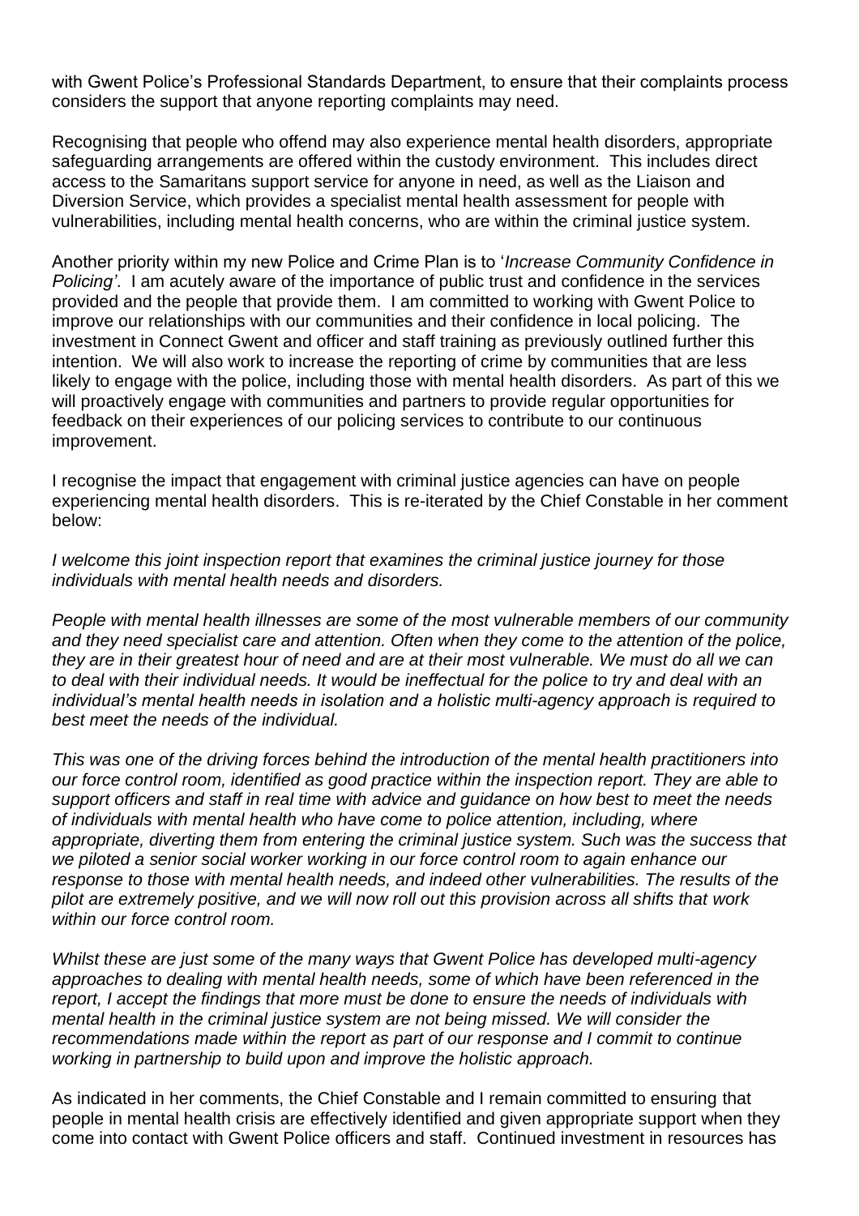with Gwent Police's Professional Standards Department, to ensure that their complaints process considers the support that anyone reporting complaints may need.

Recognising that people who offend may also experience mental health disorders, appropriate safeguarding arrangements are offered within the custody environment. This includes direct access to the Samaritans support service for anyone in need, as well as the Liaison and Diversion Service, which provides a specialist mental health assessment for people with vulnerabilities, including mental health concerns, who are within the criminal justice system.

Another priority within my new Police and Crime Plan is to '*Increase Community Confidence in Policing'*. I am acutely aware of the importance of public trust and confidence in the services provided and the people that provide them. I am committed to working with Gwent Police to improve our relationships with our communities and their confidence in local policing. The investment in Connect Gwent and officer and staff training as previously outlined further this intention. We will also work to increase the reporting of crime by communities that are less likely to engage with the police, including those with mental health disorders. As part of this we will proactively engage with communities and partners to provide regular opportunities for feedback on their experiences of our policing services to contribute to our continuous improvement.

I recognise the impact that engagement with criminal justice agencies can have on people experiencing mental health disorders. This is re-iterated by the Chief Constable in her comment below:

*I welcome this joint inspection report that examines the criminal justice journey for those individuals with mental health needs and disorders.*

*People with mental health illnesses are some of the most vulnerable members of our community and they need specialist care and attention. Often when they come to the attention of the police, they are in their greatest hour of need and are at their most vulnerable. We must do all we can to deal with their individual needs. It would be ineffectual for the police to try and deal with an individual's mental health needs in isolation and a holistic multi-agency approach is required to best meet the needs of the individual.*

*This was one of the driving forces behind the introduction of the mental health practitioners into our force control room, identified as good practice within the inspection report. They are able to support officers and staff in real time with advice and guidance on how best to meet the needs of individuals with mental health who have come to police attention, including, where appropriate, diverting them from entering the criminal justice system. Such was the success that we piloted a senior social worker working in our force control room to again enhance our response to those with mental health needs, and indeed other vulnerabilities. The results of the pilot are extremely positive, and we will now roll out this provision across all shifts that work within our force control room.*

*Whilst these are just some of the many ways that Gwent Police has developed multi-agency approaches to dealing with mental health needs, some of which have been referenced in the report, I accept the findings that more must be done to ensure the needs of individuals with mental health in the criminal justice system are not being missed. We will consider the recommendations made within the report as part of our response and I commit to continue working in partnership to build upon and improve the holistic approach.*

As indicated in her comments, the Chief Constable and I remain committed to ensuring that people in mental health crisis are effectively identified and given appropriate support when they come into contact with Gwent Police officers and staff. Continued investment in resources has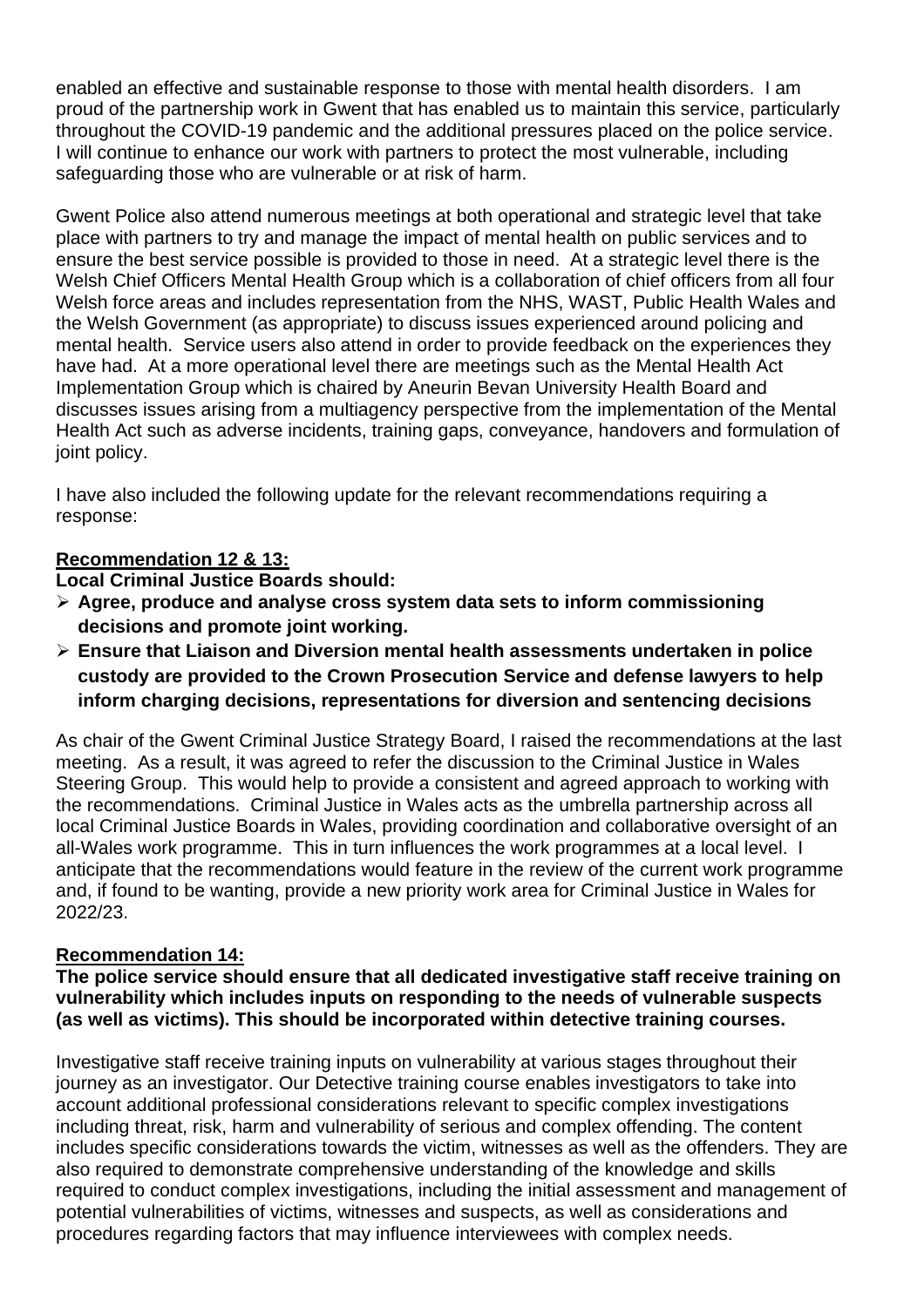enabled an effective and sustainable response to those with mental health disorders. I am proud of the partnership work in Gwent that has enabled us to maintain this service, particularly throughout the COVID-19 pandemic and the additional pressures placed on the police service. I will continue to enhance our work with partners to protect the most vulnerable, including safeguarding those who are vulnerable or at risk of harm.

Gwent Police also attend numerous meetings at both operational and strategic level that take place with partners to try and manage the impact of mental health on public services and to ensure the best service possible is provided to those in need. At a strategic level there is the Welsh Chief Officers Mental Health Group which is a collaboration of chief officers from all four Welsh force areas and includes representation from the NHS, WAST, Public Health Wales and the Welsh Government (as appropriate) to discuss issues experienced around policing and mental health. Service users also attend in order to provide feedback on the experiences they have had. At a more operational level there are meetings such as the Mental Health Act Implementation Group which is chaired by Aneurin Bevan University Health Board and discusses issues arising from a multiagency perspective from the implementation of the Mental Health Act such as adverse incidents, training gaps, conveyance, handovers and formulation of joint policy.

I have also included the following update for the relevant recommendations requiring a response:

**Recommendation 12 & 13:**

**Local Criminal Justice Boards should:**

- **Agree, produce and analyse cross system data sets to inform commissioning decisions and promote joint working.**
- **Ensure that Liaison and Diversion mental health assessments undertaken in police custody are provided to the Crown Prosecution Service and defense lawyers to help inform charging decisions, representations for diversion and sentencing decisions**

As chair of the Gwent Criminal Justice Strategy Board, I raised the recommendations at the last meeting. As a result, it was agreed to refer the discussion to the Criminal Justice in Wales Steering Group. This would help to provide a consistent and agreed approach to working with the recommendations. Criminal Justice in Wales acts as the umbrella partnership across all local Criminal Justice Boards in Wales, providing coordination and collaborative oversight of an all-Wales work programme. This in turn influences the work programmes at a local level. I anticipate that the recommendations would feature in the review of the current work programme and, if found to be wanting, provide a new priority work area for Criminal Justice in Wales for 2022/23.

**Recommendation 14:**

**The police service should ensure that all dedicated investigative staff receive training on vulnerability which includes inputs on responding to the needs of vulnerable suspects (as well as victims). This should be incorporated within detective training courses.**

Investigative staff receive training inputs on vulnerability at various stages throughout their journey as an investigator. Our Detective training course enables investigators to take into account additional professional considerations relevant to specific complex investigations including threat, risk, harm and vulnerability of serious and complex offending. The content includes specific considerations towards the victim, witnesses as well as the offenders. They are also required to demonstrate comprehensive understanding of the knowledge and skills required to conduct complex investigations, including the initial assessment and management of potential vulnerabilities of victims, witnesses and suspects, as well as considerations and procedures regarding factors that may influence interviewees with complex needs.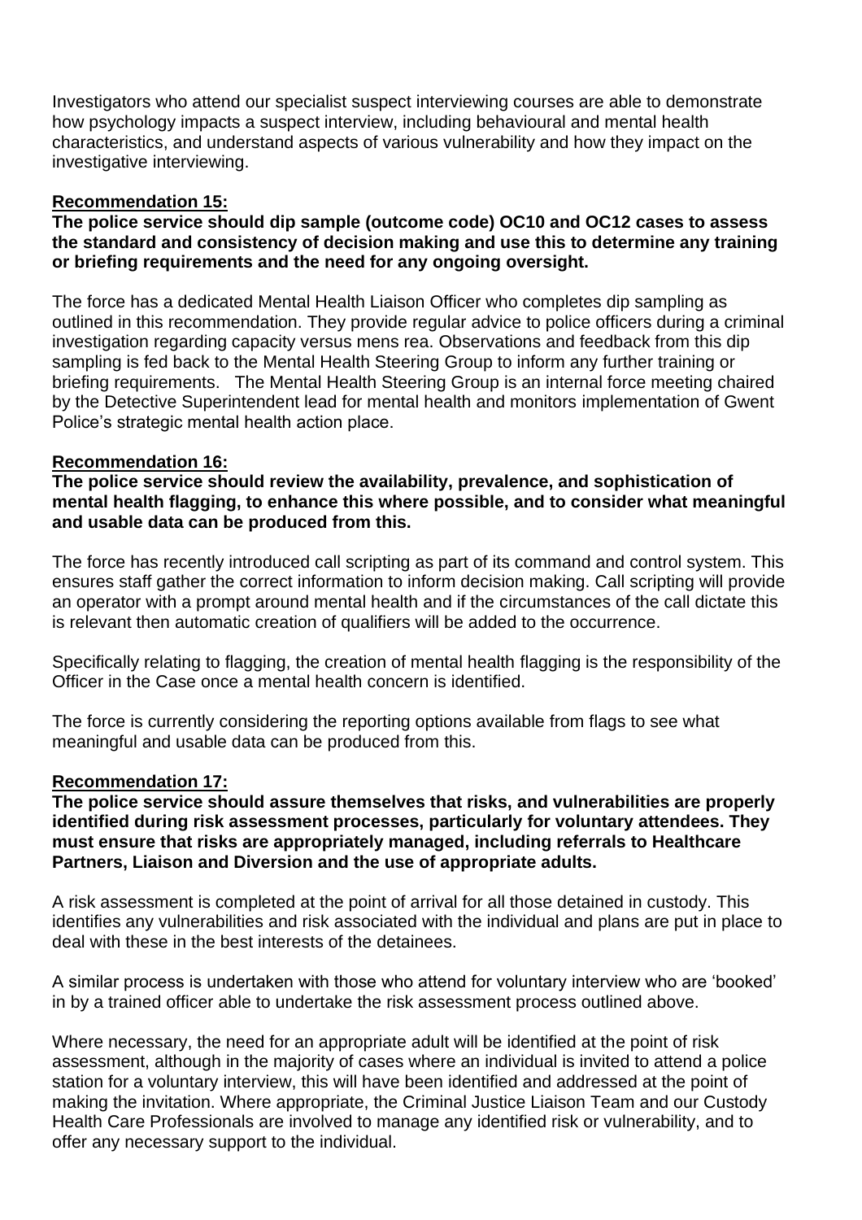Investigators who attend our specialist suspect interviewing courses are able to demonstrate how psychology impacts a suspect interview, including behavioural and mental health characteristics, and understand aspects of various vulnerability and how they impact on the investigative interviewing.

**Recommendation 15:**

**The police service should dip sample (outcome code) OC10 and OC12 cases to assess the standard and consistency of decision making and use this to determine any training or briefing requirements and the need for any ongoing oversight.**

The force has a dedicated Mental Health Liaison Officer who completes dip sampling as outlined in this recommendation. They provide regular advice to police officers during a criminal investigation regarding capacity versus mens rea. Observations and feedback from this dip sampling is fed back to the Mental Health Steering Group to inform any further training or briefing requirements. The Mental Health Steering Group is an internal force meeting chaired by the Detective Superintendent lead for mental health and monitors implementation of Gwent Police's strategic mental health action place.

**Recommendation 16:**

**The police service should review the availability, prevalence, and sophistication of mental health flagging, to enhance this where possible, and to consider what meaningful and usable data can be produced from this.**

The force has recently introduced call scripting as part of its command and control system. This ensures staff gather the correct information to inform decision making. Call scripting will provide an operator with a prompt around mental health and if the circumstances of the call dictate this is relevant then automatic creation of qualifiers will be added to the occurrence.

Specifically relating to flagging, the creation of mental health flagging is the responsibility of the Officer in the Case once a mental health concern is identified.

The force is currently considering the reporting options available from flags to see what meaningful and usable data can be produced from this.

**Recommendation 17:**

**The police service should assure themselves that risks, and vulnerabilities are properly identified during risk assessment processes, particularly for voluntary attendees. They must ensure that risks are appropriately managed, including referrals to Healthcare Partners, Liaison and Diversion and the use of appropriate adults.**

A risk assessment is completed at the point of arrival for all those detained in custody. This identifies any vulnerabilities and risk associated with the individual and plans are put in place to deal with these in the best interests of the detainees.

A similar process is undertaken with those who attend for voluntary interview who are 'booked' in by a trained officer able to undertake the risk assessment process outlined above.

Where necessary, the need for an appropriate adult will be identified at the point of risk assessment, although in the majority of cases where an individual is invited to attend a police station for a voluntary interview, this will have been identified and addressed at the point of making the invitation. Where appropriate, the Criminal Justice Liaison Team and our Custody Health Care Professionals are involved to manage any identified risk or vulnerability, and to offer any necessary support to the individual.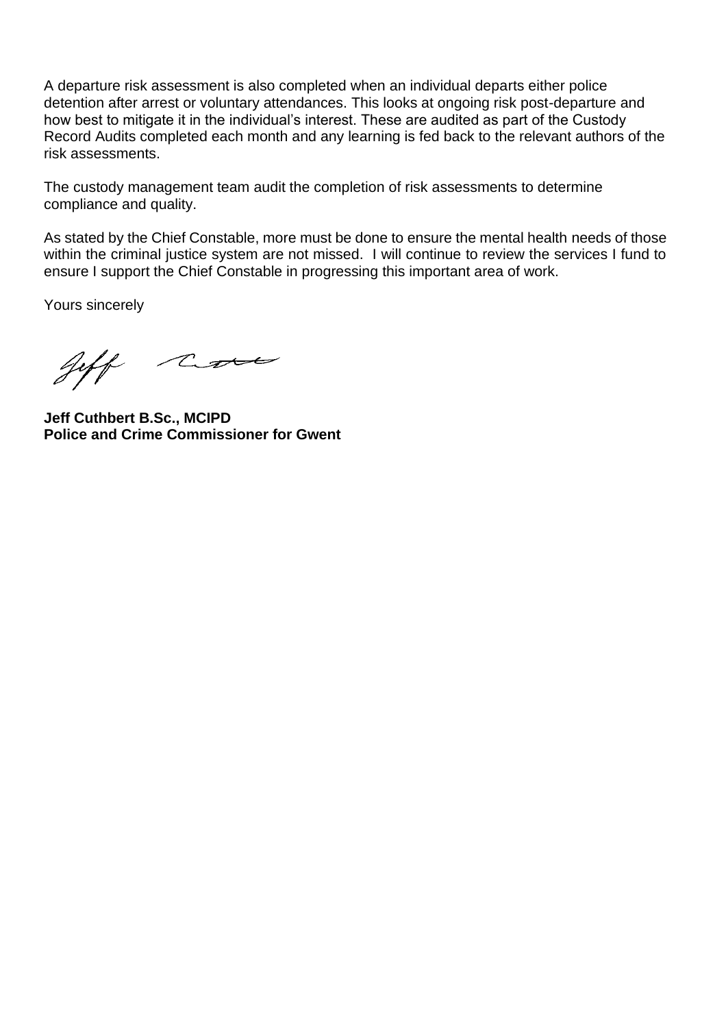A departure risk assessment is also completed when an individual departs either police detention after arrest or voluntary attendances. This looks at ongoing risk post-departure and how best to mitigate it in the individual's interest. These are audited as part of the Custody Record Audits completed each month and any learning is fed back to the relevant authors of the risk assessments.

The custody management team audit the completion of risk assessments to determine compliance and quality.

As stated by the Chief Constable, more must be done to ensure the mental health needs of those within the criminal justice system are not missed. I will continue to review the services I fund to ensure I support the Chief Constable in progressing this important area of work.

Yours sincerely

**Jeff Cuthbert B.Sc., MCIPD**
**Police and Crime Commissioner for Gwent**